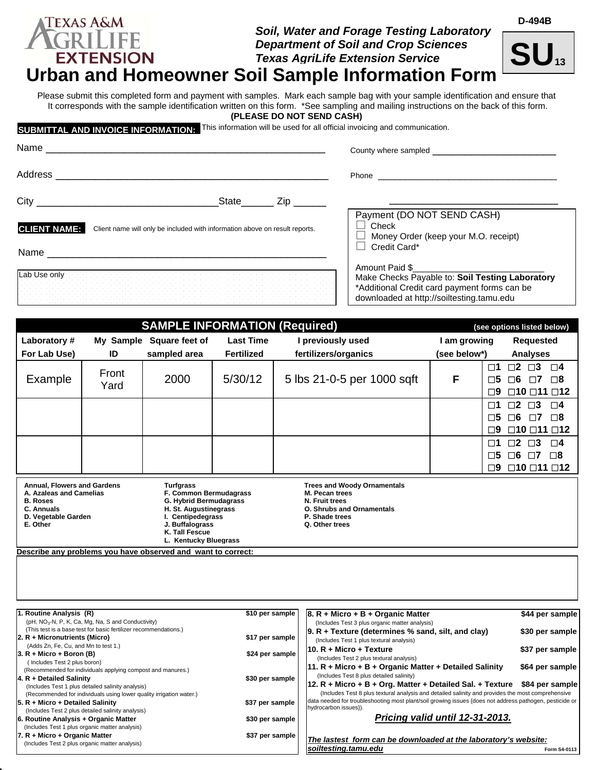D-494B

**SU**[13]

*Soil, Water and Forage Testing Laboratory*
*Department of Soil and Crop Sciences*
*Texas AgriLife Extension Service*

# Urban and Homeowner Soil Sample Information Form

Please submit this completed form and payment with samples. Mark each sample bag with your sample identification and ensure that It corresponds with the sample identification written on this form. *See sampling and mailing instructions on the back of this form.
**(PLEASE DO NOT SEND CASH)**

**SUBMITTAL AND INVOICE INFORMATION:** This information will be used for all official invoicing and communication.

Name ______________________________________________

Address ____________________________________________

City ____________________________ State______ Zip ______

County where sampled ______________________

Phone ___________________________________

___________________________________

**CLIENT NAME:** Client name will only be included with information above on result reports.

Name ______________________________________________

Lab Use only

Payment (DO NOT SEND CASH)
☐ Check
☐ Money Order (keep your M.O. receipt)
☐ Credit Card*

Amount Paid $________________________
Make Checks Payable to: **Soil Testing Laboratory**
*Additional Credit card payment forms can be downloaded at http://soiltesting.tamu.edu

## SAMPLE INFORMATION (Required)

(see options listed below)

| Laboratory # For Lab Use) | My Sample ID | Square feet of sampled area | Last Time Fertilized | I previously used fertilizers/organics | I am growing (see below*) | Requested Analyses |
|---|---|---|---|---|---|---|
| Example | Front Yard | 2000 | 5/30/12 | 5 lbs 21-0-5 per 1000 sqft | F | ☐1 ☐2 ☐3 ☐4 ☐5 ☐6 ☐7 ☐8 ☐9 ☐10 ☐11 ☐12 |
| | | | | | | ☐1 ☐2 ☐3 ☐4 ☐5 ☐6 ☐7 ☐8 ☐9 ☐10 ☐11 ☐12 |
| | | | | | | ☐1 ☐2 ☐3 ☐4 ☐5 ☐6 ☐7 ☐8 ☐9 ☐10 ☐11 ☐12 |

**Annual, Flowers and Gardens**
**A. Azaleas and Camelias**
**B. Roses**
**C. Annuals**
**D. Vegetable Garden**
**E. Other**

**Turfgrass**
**F. Common Bermudagrass**
**G. Hybrid Bermudagrass**
**H. St. Augustinegrass**
**I. Centipedegrass**
**J. Buffalograss**
**K. Tall Fescue**
**L. Kentucky Bluegrass**

**Trees and Woody Ornamentals**
**M. Pecan trees**
**N. Fruit trees**
**O. Shrubs and Ornamentals**
**P. Shade trees**
**Q. Other trees**

**Describe any problems you have observed and want to correct:**

**1. Routine Analysis (R)** — **$10 per sample**
(pH, $NO_3$-N, P, K, Ca, Mg, Na, S and Conductivity)
(This test is a base test for basic fertilizer recommendations.)

**2. R + Micronutrients (Micro)** — **$17 per sample**
(Adds Zn, Fe, Cu, and Mn to test 1.)

**3. R + Micro + Boron (B)** — **$24 per sample**
(Includes Test 2 plus boron)
(Recommended for individuals applying compost and manures.)

**4. R + Detailed Salinity** — **$30 per sample**
(Includes Test 1 plus detailed salinity analysis)
(Recommended for individuals using lower quality irrigation water.)

**5. R + Micro + Detailed Salinity** — **$37 per sample**
(Includes Test 2 plus detailed salinity analysis)

**6. Routine Analysis + Organic Matter** — **$30 per sample**
(Includes Test 1 plus organic matter analysis)

**7. R + Micro + Organic Matter** — **$37 per sample**
(Includes Test 2 plus organic matter analysis)

**8. R + Micro + B + Organic Matter** — **$44 per sample**
(Includes Test 3 plus organic matter analysis)

**9. R + Texture (determines % sand, silt, and clay)** — **$30 per sample**
(Includes Test 1 plus textural analysis)

**10. R + Micro + Texture** — **$37 per sample**
(Includes Test 2 plus textural analysis)

**11. R + Micro + B + Organic Matter + Detailed Salinity** — **$64 per sample**
(Includes Test 8 plus detailed salinity)

**12. R + Micro + B + Org. Matter + Detailed Sal. + Texture** — **$84 per sample**
(Includes Test 8 plus textural analysis and detailed salinity and provides the most comprehensive data needed for troubleshooting most plant/soil growing issues (does not address pathogen, pesticide or hydrocarbon issues)).

***Pricing valid until 12-31-2013.***

***The lastest form can be downloaded at the laboratory's website: soiltesting.tamu.edu***

Form S4-0113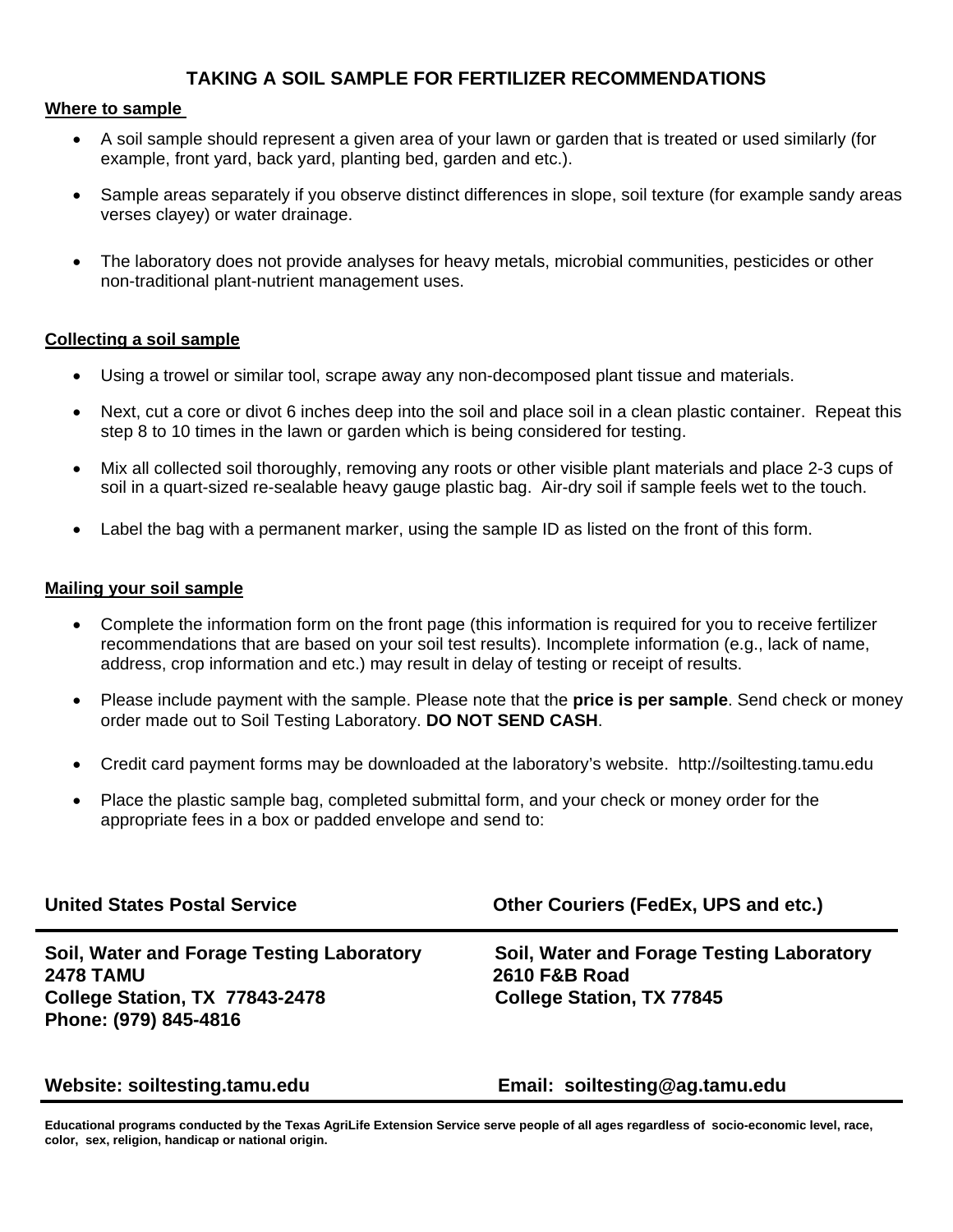# TAKING A SOIL SAMPLE FOR FERTILIZER RECOMMENDATIONS

## Where to sample

- A soil sample should represent a given area of your lawn or garden that is treated or used similarly (for example, front yard, back yard, planting bed, garden and etc.).
- Sample areas separately if you observe distinct differences in slope, soil texture (for example sandy areas verses clayey) or water drainage.
- The laboratory does not provide analyses for heavy metals, microbial communities, pesticides or other non-traditional plant-nutrient management uses.

## Collecting a soil sample

- Using a trowel or similar tool, scrape away any non-decomposed plant tissue and materials.
- Next, cut a core or divot 6 inches deep into the soil and place soil in a clean plastic container. Repeat this step 8 to 10 times in the lawn or garden which is being considered for testing.
- Mix all collected soil thoroughly, removing any roots or other visible plant materials and place 2-3 cups of soil in a quart-sized re-sealable heavy gauge plastic bag. Air-dry soil if sample feels wet to the touch.
- Label the bag with a permanent marker, using the sample ID as listed on the front of this form.

## Mailing your soil sample

- Complete the information form on the front page (this information is required for you to receive fertilizer recommendations that are based on your soil test results). Incomplete information (e.g., lack of name, address, crop information and etc.) may result in delay of testing or receipt of results.
- Please include payment with the sample. Please note that the **price is per sample**. Send check or money order made out to Soil Testing Laboratory. **DO NOT SEND CASH**.
- Credit card payment forms may be downloaded at the laboratory's website. http://soiltesting.tamu.edu
- Place the plastic sample bag, completed submittal form, and your check or money order for the appropriate fees in a box or padded envelope and send to:

| **United States Postal Service** | **Other Couriers (FedEx, UPS and etc.)** |
| --- | --- |
| **Soil, Water and Forage Testing Laboratory**<br>**2478 TAMU**<br>**College Station, TX 77843-2478**<br>**Phone: (979) 845-4816** | **Soil, Water and Forage Testing Laboratory**<br>**2610 F&B Road**<br>**College Station, TX 77845** |
| **Website: soiltesting.tamu.edu** | **Email: soiltesting@ag.tamu.edu** |

**Educational programs conducted by the Texas AgriLife Extension Service serve people of all ages regardless of socio-economic level, race, color, sex, religion, handicap or national origin.**